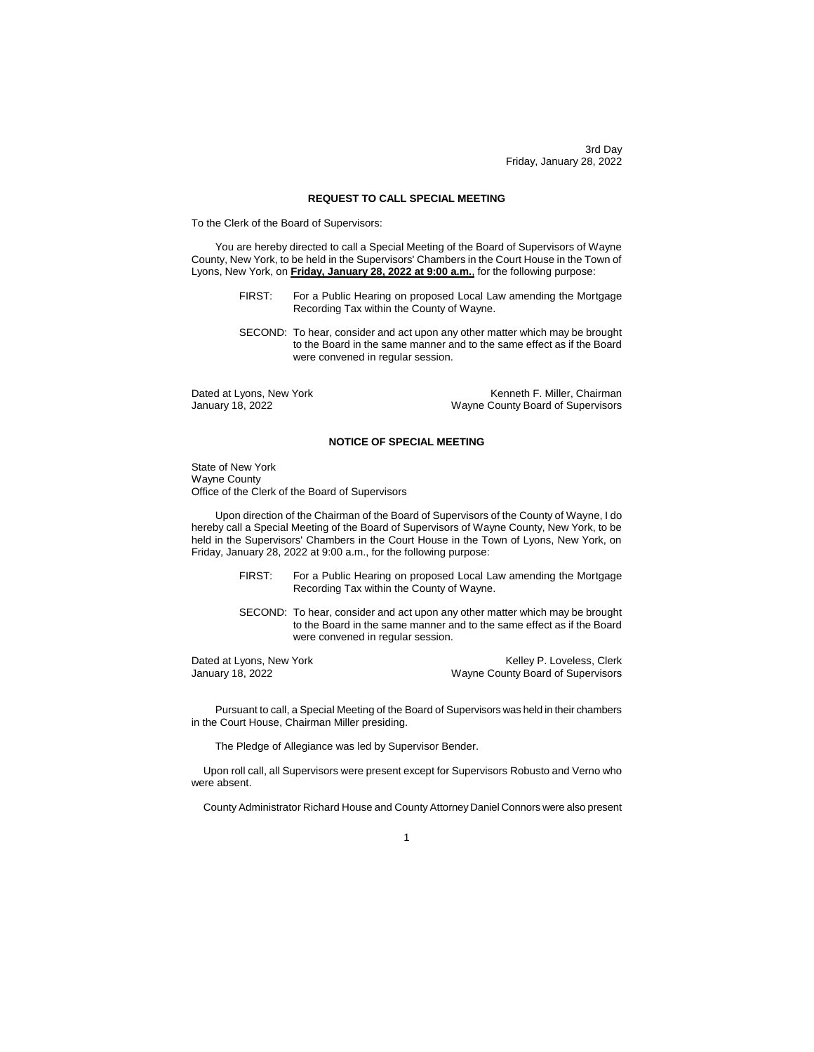3rd Day
Friday, January 28, 2022

**REQUEST TO CALL SPECIAL MEETING**

To the Clerk of the Board of Supervisors:

You are hereby directed to call a Special Meeting of the Board of Supervisors of Wayne County, New York, to be held in the Supervisors' Chambers in the Court House in the Town of Lyons, New York, on **Friday, January 28, 2022 at 9:00 a.m.**, for the following purpose:

FIRST: For a Public Hearing on proposed Local Law amending the Mortgage Recording Tax within the County of Wayne.

SECOND: To hear, consider and act upon any other matter which may be brought to the Board in the same manner and to the same effect as if the Board were convened in regular session.

Dated at Lyons, New York
January 18, 2022

Kenneth F. Miller, Chairman
Wayne County Board of Supervisors

**NOTICE OF SPECIAL MEETING**

State of New York
Wayne County
Office of the Clerk of the Board of Supervisors

Upon direction of the Chairman of the Board of Supervisors of the County of Wayne, I do hereby call a Special Meeting of the Board of Supervisors of Wayne County, New York, to be held in the Supervisors' Chambers in the Court House in the Town of Lyons, New York, on Friday, January 28, 2022 at 9:00 a.m., for the following purpose:

FIRST: For a Public Hearing on proposed Local Law amending the Mortgage Recording Tax within the County of Wayne.

SECOND: To hear, consider and act upon any other matter which may be brought to the Board in the same manner and to the same effect as if the Board were convened in regular session.

Dated at Lyons, New York
January 18, 2022

Kelley P. Loveless, Clerk
Wayne County Board of Supervisors

Pursuant to call, a Special Meeting of the Board of Supervisors was held in their chambers in the Court House, Chairman Miller presiding.

The Pledge of Allegiance was led by Supervisor Bender.

Upon roll call, all Supervisors were present except for Supervisors Robusto and Verno who were absent.

County Administrator Richard House and County Attorney Daniel Connors were also present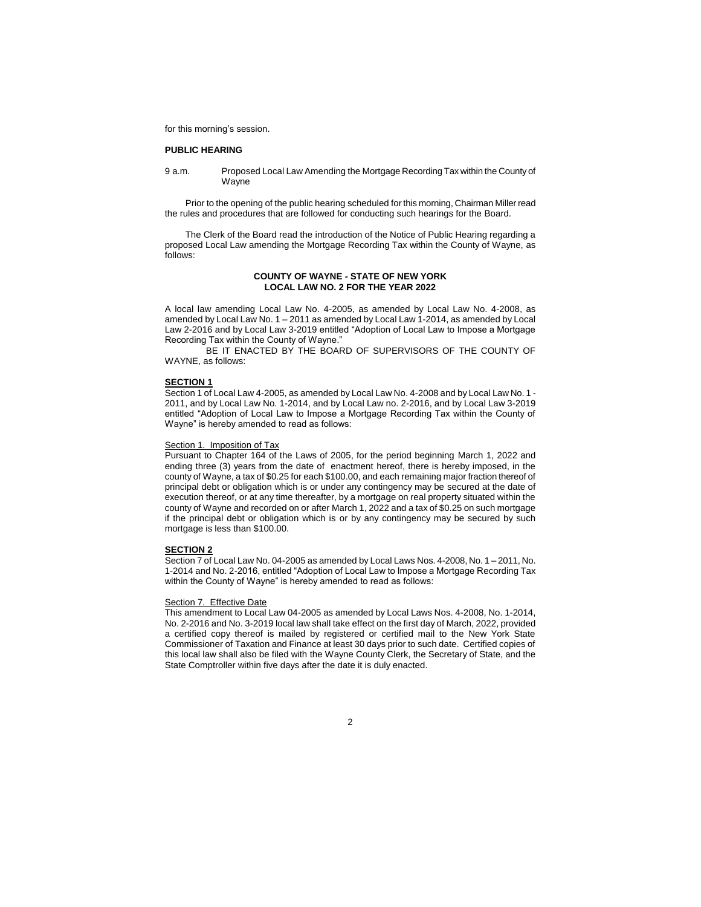for this morning's session.

**PUBLIC HEARING**

9 a.m. Proposed Local Law Amending the Mortgage Recording Tax within the County of Wayne

Prior to the opening of the public hearing scheduled for this morning, Chairman Miller read the rules and procedures that are followed for conducting such hearings for the Board.

The Clerk of the Board read the introduction of the Notice of Public Hearing regarding a proposed Local Law amending the Mortgage Recording Tax within the County of Wayne, as follows:

**COUNTY OF WAYNE - STATE OF NEW YORK**
**LOCAL LAW NO. 2 FOR THE YEAR 2022**

A local law amending Local Law No. 4-2005, as amended by Local Law No. 4-2008, as amended by Local Law No. 1 – 2011 as amended by Local Law 1-2014, as amended by Local Law 2-2016 and by Local Law 3-2019 entitled "Adoption of Local Law to Impose a Mortgage Recording Tax within the County of Wayne."

BE IT ENACTED BY THE BOARD OF SUPERVISORS OF THE COUNTY OF WAYNE, as follows:

**<u>SECTION 1</u>**

Section 1 of Local Law 4-2005, as amended by Local Law No. 4-2008 and by Local Law No. 1 - 2011, and by Local Law No. 1-2014, and by Local Law no. 2-2016, and by Local Law 3-2019 entitled "Adoption of Local Law to Impose a Mortgage Recording Tax within the County of Wayne" is hereby amended to read as follows:

<u>Section 1. Imposition of Tax</u>

Pursuant to Chapter 164 of the Laws of 2005, for the period beginning March 1, 2022 and ending three (3) years from the date of enactment hereof, there is hereby imposed, in the county of Wayne, a tax of $0.25 for each $100.00, and each remaining major fraction thereof of principal debt or obligation which is or under any contingency may be secured at the date of execution thereof, or at any time thereafter, by a mortgage on real property situated within the county of Wayne and recorded on or after March 1, 2022 and a tax of $0.25 on such mortgage if the principal debt or obligation which is or by any contingency may be secured by such mortgage is less than $100.00.

**<u>SECTION 2</u>**

Section 7 of Local Law No. 04-2005 as amended by Local Laws Nos. 4-2008, No. 1 – 2011, No. 1-2014 and No. 2-2016, entitled "Adoption of Local Law to Impose a Mortgage Recording Tax within the County of Wayne" is hereby amended to read as follows:

<u>Section 7. Effective Date</u>

This amendment to Local Law 04-2005 as amended by Local Laws Nos. 4-2008, No. 1-2014, No. 2-2016 and No. 3-2019 local law shall take effect on the first day of March, 2022, provided a certified copy thereof is mailed by registered or certified mail to the New York State Commissioner of Taxation and Finance at least 30 days prior to such date. Certified copies of this local law shall also be filed with the Wayne County Clerk, the Secretary of State, and the State Comptroller within five days after the date it is duly enacted.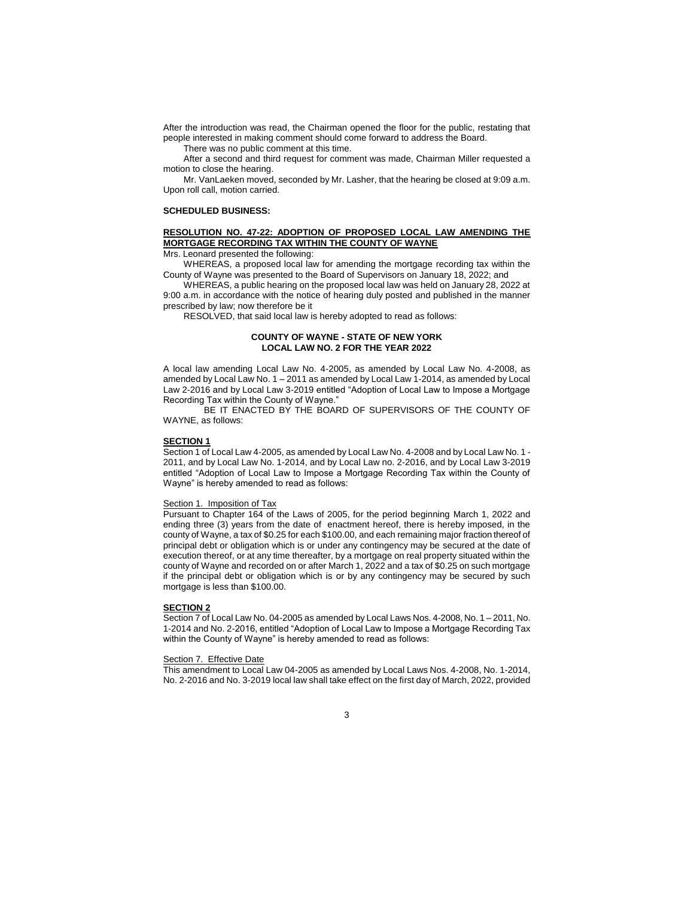After the introduction was read, the Chairman opened the floor for the public, restating that people interested in making comment should come forward to address the Board.

There was no public comment at this time.

After a second and third request for comment was made, Chairman Miller requested a motion to close the hearing.

Mr. VanLaeken moved, seconded by Mr. Lasher, that the hearing be closed at 9:09 a.m. Upon roll call, motion carried.

**SCHEDULED BUSINESS:**

**RESOLUTION NO. 47-22: ADOPTION OF PROPOSED LOCAL LAW AMENDING THE MORTGAGE RECORDING TAX WITHIN THE COUNTY OF WAYNE**

Mrs. Leonard presented the following:

WHEREAS, a proposed local law for amending the mortgage recording tax within the County of Wayne was presented to the Board of Supervisors on January 18, 2022; and

WHEREAS, a public hearing on the proposed local law was held on January 28, 2022 at 9:00 a.m. in accordance with the notice of hearing duly posted and published in the manner prescribed by law; now therefore be it

RESOLVED, that said local law is hereby adopted to read as follows:

**COUNTY OF WAYNE - STATE OF NEW YORK**
**LOCAL LAW NO. 2 FOR THE YEAR 2022**

A local law amending Local Law No. 4-2005, as amended by Local Law No. 4-2008, as amended by Local Law No. 1 – 2011 as amended by Local Law 1-2014, as amended by Local Law 2-2016 and by Local Law 3-2019 entitled "Adoption of Local Law to Impose a Mortgage Recording Tax within the County of Wayne."

BE IT ENACTED BY THE BOARD OF SUPERVISORS OF THE COUNTY OF WAYNE, as follows:

**SECTION 1**

Section 1 of Local Law 4-2005, as amended by Local Law No. 4-2008 and by Local Law No. 1 - 2011, and by Local Law No. 1-2014, and by Local Law no. 2-2016, and by Local Law 3-2019 entitled "Adoption of Local Law to Impose a Mortgage Recording Tax within the County of Wayne" is hereby amended to read as follows:

Section 1. Imposition of Tax

Pursuant to Chapter 164 of the Laws of 2005, for the period beginning March 1, 2022 and ending three (3) years from the date of enactment hereof, there is hereby imposed, in the county of Wayne, a tax of $0.25 for each $100.00, and each remaining major fraction thereof of principal debt or obligation which is or under any contingency may be secured at the date of execution thereof, or at any time thereafter, by a mortgage on real property situated within the county of Wayne and recorded on or after March 1, 2022 and a tax of $0.25 on such mortgage if the principal debt or obligation which is or by any contingency may be secured by such mortgage is less than $100.00.

**SECTION 2**

Section 7 of Local Law No. 04-2005 as amended by Local Laws Nos. 4-2008, No. 1 – 2011, No. 1-2014 and No. 2-2016, entitled "Adoption of Local Law to Impose a Mortgage Recording Tax within the County of Wayne" is hereby amended to read as follows:

Section 7. Effective Date

This amendment to Local Law 04-2005 as amended by Local Laws Nos. 4-2008, No. 1-2014, No. 2-2016 and No. 3-2019 local law shall take effect on the first day of March, 2022, provided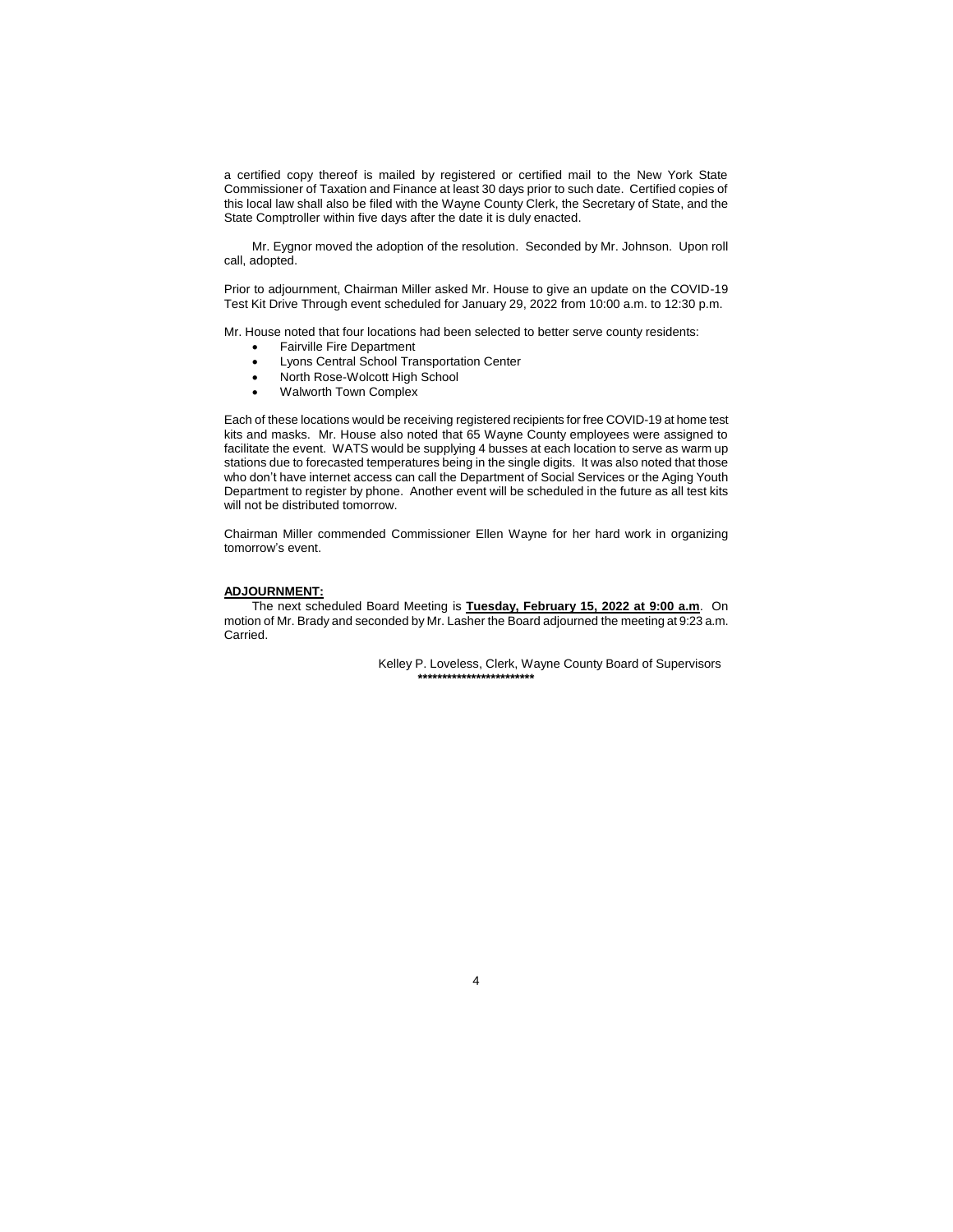a certified copy thereof is mailed by registered or certified mail to the New York State Commissioner of Taxation and Finance at least 30 days prior to such date. Certified copies of this local law shall also be filed with the Wayne County Clerk, the Secretary of State, and the State Comptroller within five days after the date it is duly enacted.

Mr. Eygnor moved the adoption of the resolution. Seconded by Mr. Johnson. Upon roll call, adopted.

Prior to adjournment, Chairman Miller asked Mr. House to give an update on the COVID-19 Test Kit Drive Through event scheduled for January 29, 2022 from 10:00 a.m. to 12:30 p.m.

Mr. House noted that four locations had been selected to better serve county residents:

- Fairville Fire Department
- Lyons Central School Transportation Center
- North Rose-Wolcott High School
- Walworth Town Complex

Each of these locations would be receiving registered recipients for free COVID-19 at home test kits and masks. Mr. House also noted that 65 Wayne County employees were assigned to facilitate the event. WATS would be supplying 4 busses at each location to serve as warm up stations due to forecasted temperatures being in the single digits. It was also noted that those who don't have internet access can call the Department of Social Services or the Aging Youth Department to register by phone. Another event will be scheduled in the future as all test kits will not be distributed tomorrow.

Chairman Miller commended Commissioner Ellen Wayne for her hard work in organizing tomorrow's event.

**ADJOURNMENT:**

The next scheduled Board Meeting is **Tuesday, February 15, 2022 at 9:00 a.m**. On motion of Mr. Brady and seconded by Mr. Lasher the Board adjourned the meeting at 9:23 a.m. Carried.

Kelley P. Loveless, Clerk, Wayne County Board of Supervisors

\*\*\*\*\*\*\*\*\*\*\*\*\*\*\*\*\*\*\*\*\*\*\*\*